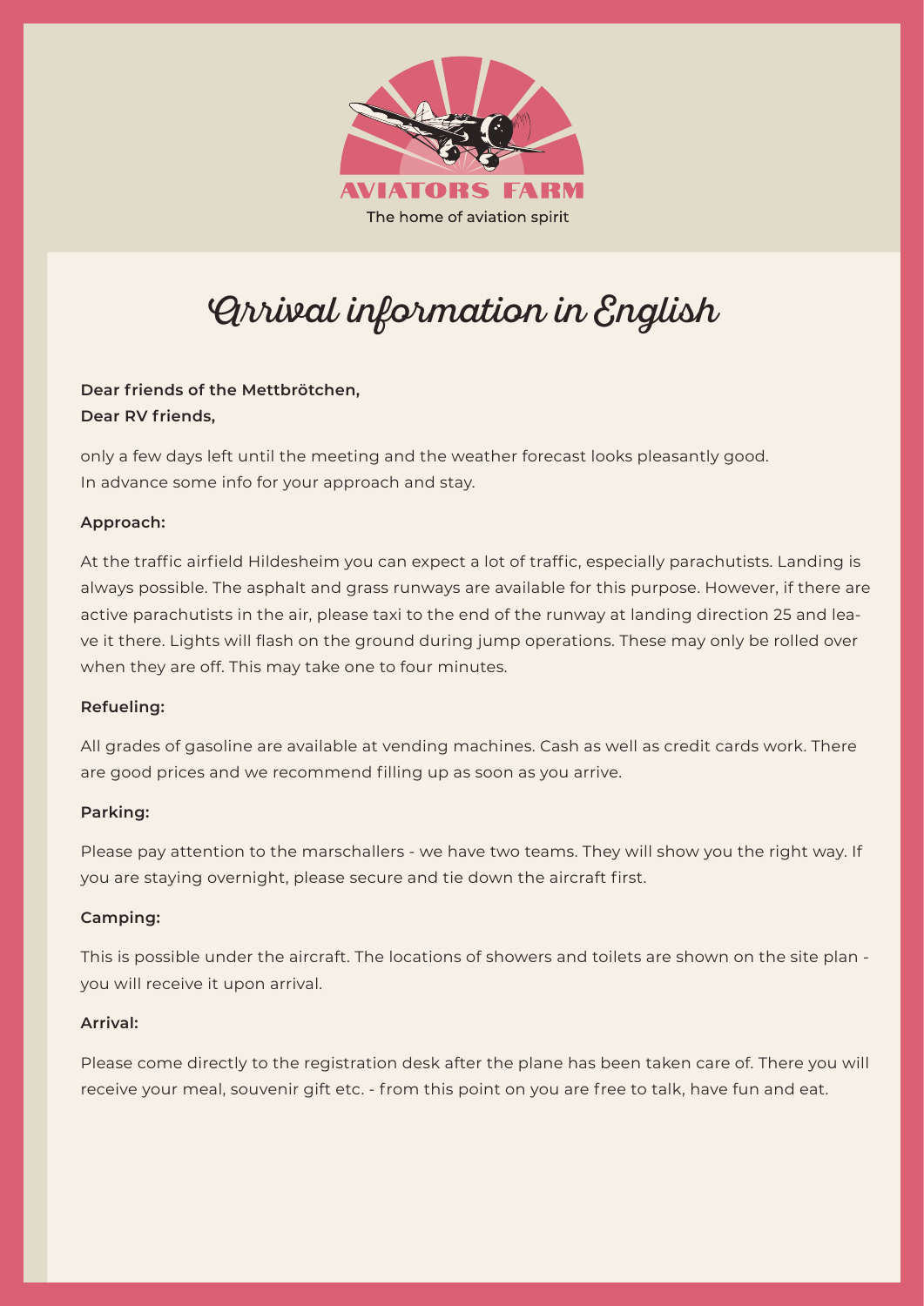AVIATORS FARM

The home of aviation spirit

# Arrival information in English

**Dear friends of the Mettbrötchen,**
**Dear RV friends,**

only a few days left until the meeting and the weather forecast looks pleasantly good.
In advance some info for your approach and stay.

**Approach:**

At the traffic airfield Hildesheim you can expect a lot of traffic, especially parachutists. Landing is always possible. The asphalt and grass runways are available for this purpose. However, if there are active parachutists in the air, please taxi to the end of the runway at landing direction 25 and leave it there. Lights will flash on the ground during jump operations. These may only be rolled over when they are off. This may take one to four minutes.

**Refueling:**

All grades of gasoline are available at vending machines. Cash as well as credit cards work. There are good prices and we recommend filling up as soon as you arrive.

**Parking:**

Please pay attention to the marschallers - we have two teams. They will show you the right way. If you are staying overnight, please secure and tie down the aircraft first.

**Camping:**

This is possible under the aircraft. The locations of showers and toilets are shown on the site plan - you will receive it upon arrival.

**Arrival:**

Please come directly to the registration desk after the plane has been taken care of. There you will receive your meal, souvenir gift etc. - from this point on you are free to talk, have fun and eat.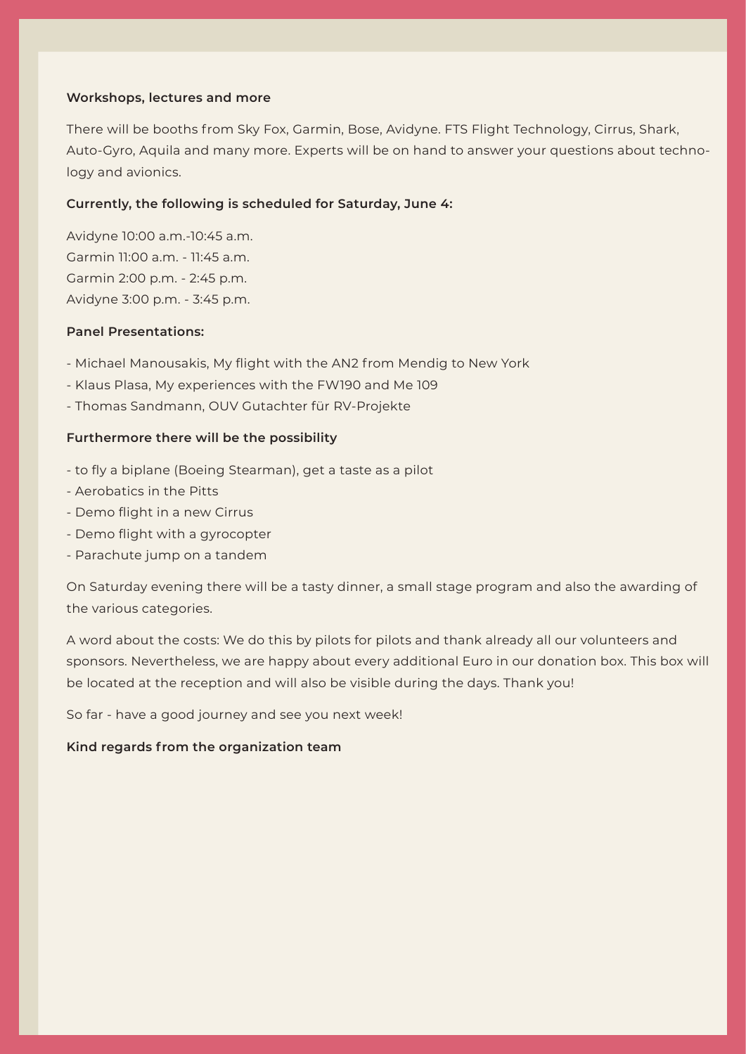**Workshops, lectures and more**

There will be booths from Sky Fox, Garmin, Bose, Avidyne. FTS Flight Technology, Cirrus, Shark, Auto-Gyro, Aquila and many more. Experts will be on hand to answer your questions about technology and avionics.

**Currently, the following is scheduled for Saturday, June 4:**

Avidyne 10:00 a.m.-10:45 a.m.
Garmin 11:00 a.m. - 11:45 a.m.
Garmin 2:00 p.m. - 2:45 p.m.
Avidyne 3:00 p.m. - 3:45 p.m.

**Panel Presentations:**

- Michael Manousakis, My flight with the AN2 from Mendig to New York
- Klaus Plasa, My experiences with the FW190 and Me 109
- Thomas Sandmann, OUV Gutachter für RV-Projekte

**Furthermore there will be the possibility**

- to fly a biplane (Boeing Stearman), get a taste as a pilot
- Aerobatics in the Pitts
- Demo flight in a new Cirrus
- Demo flight with a gyrocopter
- Parachute jump on a tandem

On Saturday evening there will be a tasty dinner, a small stage program and also the awarding of the various categories.

A word about the costs: We do this by pilots for pilots and thank already all our volunteers and sponsors. Nevertheless, we are happy about every additional Euro in our donation box. This box will be located at the reception and will also be visible during the days. Thank you!

So far - have a good journey and see you next week!

**Kind regards from the organization team**